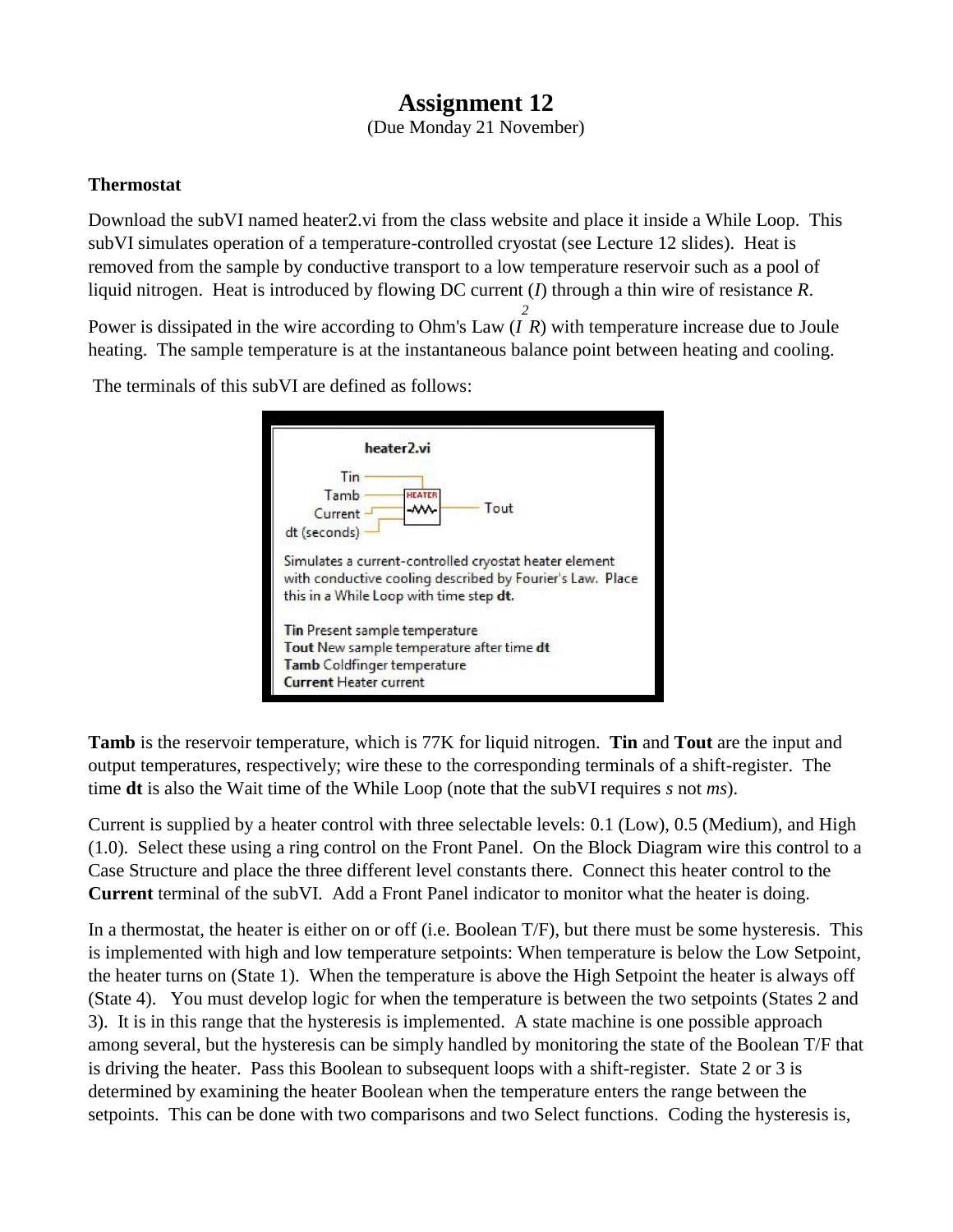# Assignment 12

(Due Monday 21 November)

**Thermostat**

Download the subVI named heater2.vi from the class website and place it inside a While Loop. This subVI simulates operation of a temperature-controlled cryostat (see Lecture 12 slides). Heat is removed from the sample by conductive transport to a low temperature reservoir such as a pool of liquid nitrogen. Heat is introduced by flowing DC current (*I*) through a thin wire of resistance *R*.

Power is dissipated in the wire according to Ohm's Law ($I^2 R$) with temperature increase due to Joule heating. The sample temperature is at the instantaneous balance point between heating and cooling.

The terminals of this subVI are defined as follows:

**heater2.vi**

Tin, Tamb, Current, dt (seconds) → HEATER → Tout

Simulates a current-controlled cryostat heater element with conductive cooling described by Fourier's Law. Place this in a While Loop with time step **dt.**

**Tin** Present sample temperature
**Tout** New sample temperature after time **dt**
**Tamb** Coldfinger temperature
**Current** Heater current

**Tamb** is the reservoir temperature, which is 77K for liquid nitrogen. **Tin** and **Tout** are the input and output temperatures, respectively; wire these to the corresponding terminals of a shift-register. The time **dt** is also the Wait time of the While Loop (note that the subVI requires *s* not *ms*).

Current is supplied by a heater control with three selectable levels: 0.1 (Low), 0.5 (Medium), and High (1.0). Select these using a ring control on the Front Panel. On the Block Diagram wire this control to a Case Structure and place the three different level constants there. Connect this heater control to the **Current** terminal of the subVI. Add a Front Panel indicator to monitor what the heater is doing.

In a thermostat, the heater is either on or off (i.e. Boolean T/F), but there must be some hysteresis. This is implemented with high and low temperature setpoints: When temperature is below the Low Setpoint, the heater turns on (State 1). When the temperature is above the High Setpoint the heater is always off (State 4). You must develop logic for when the temperature is between the two setpoints (States 2 and 3). It is in this range that the hysteresis is implemented. A state machine is one possible approach among several, but the hysteresis can be simply handled by monitoring the state of the Boolean T/F that is driving the heater. Pass this Boolean to subsequent loops with a shift-register. State 2 or 3 is determined by examining the heater Boolean when the temperature enters the range between the setpoints. This can be done with two comparisons and two Select functions. Coding the hysteresis is,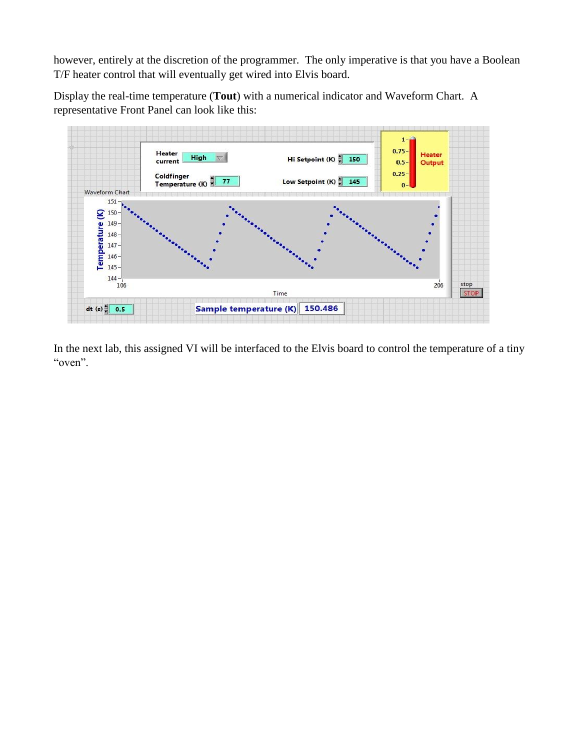however, entirely at the discretion of the programmer. The only imperative is that you have a Boolean T/F heater control that will eventually get wired into Elvis board.

Display the real-time temperature (**Tout**) with a numerical indicator and Waveform Chart. A representative Front Panel can look like this:

Heater current High

Coldfinger Temperature (K) 77

Hi Setpoint (K) 150

Low Setpoint (K) 145

1
0.75
0.5
0.25
0
Heater Output

Waveform Chart

Temperature (K)

151
150
149
148
147
146
145
144

106

206

Time

stop
STOP

dt (s) 0.5

Sample temperature (K) 150.486

In the next lab, this assigned VI will be interfaced to the Elvis board to control the temperature of a tiny "oven".